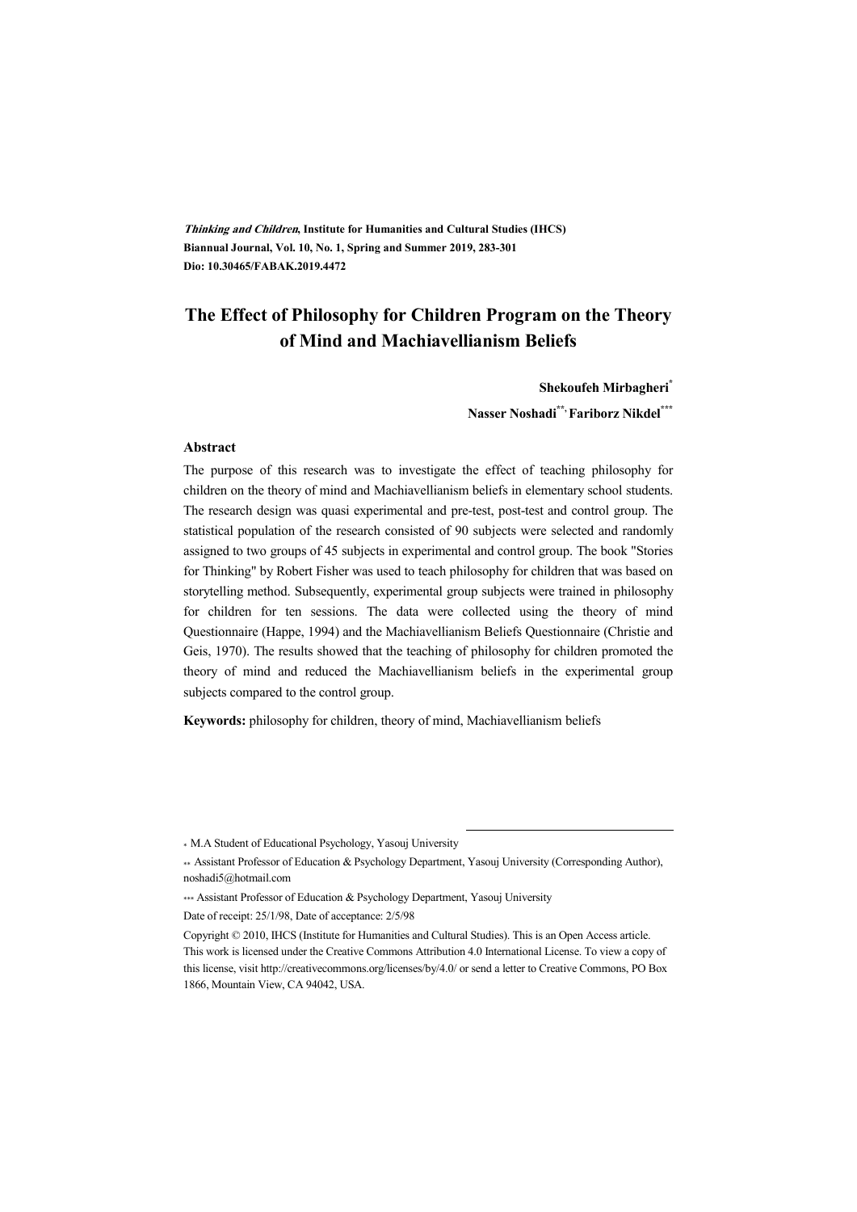*Thinking and Children*, Institute for Humanities and Cultural Studies (IHCS)
Biannual Journal, Vol. 10, No. 1, Spring and Summer 2019, 283-301
Dio: 10.30465/FABAK.2019.4472

# The Effect of Philosophy for Children Program on the Theory of Mind and Machiavellianism Beliefs

**Shekoufeh Mirbagheri[*]**

**Nasser Noshadi[**], Fariborz Nikdel[***]**

### Abstract

The purpose of this research was to investigate the effect of teaching philosophy for children on the theory of mind and Machiavellianism beliefs in elementary school students. The research design was quasi experimental and pre-test, post-test and control group. The statistical population of the research consisted of 90 subjects were selected and randomly assigned to two groups of 45 subjects in experimental and control group. The book "Stories for Thinking" by Robert Fisher was used to teach philosophy for children that was based on storytelling method. Subsequently, experimental group subjects were trained in philosophy for children for ten sessions. The data were collected using the theory of mind Questionnaire (Happe, 1994) and the Machiavellianism Beliefs Questionnaire (Christie and Geis, 1970). The results showed that the teaching of philosophy for children promoted the theory of mind and reduced the Machiavellianism beliefs in the experimental group subjects compared to the control group.

**Keywords:** philosophy for children, theory of mind, Machiavellianism beliefs

---

[*] M.A Student of Educational Psychology, Yasouj University

[**] Assistant Professor of Education & Psychology Department, Yasouj University (Corresponding Author), noshadi5@hotmail.com

[***] Assistant Professor of Education & Psychology Department, Yasouj University

Date of receipt: 25/1/98, Date of acceptance: 2/5/98

Copyright © 2010, IHCS (Institute for Humanities and Cultural Studies). This is an Open Access article. This work is licensed under the Creative Commons Attribution 4.0 International License. To view a copy of this license, visit http://creativecommons.org/licenses/by/4.0/ or send a letter to Creative Commons, PO Box 1866, Mountain View, CA 94042, USA.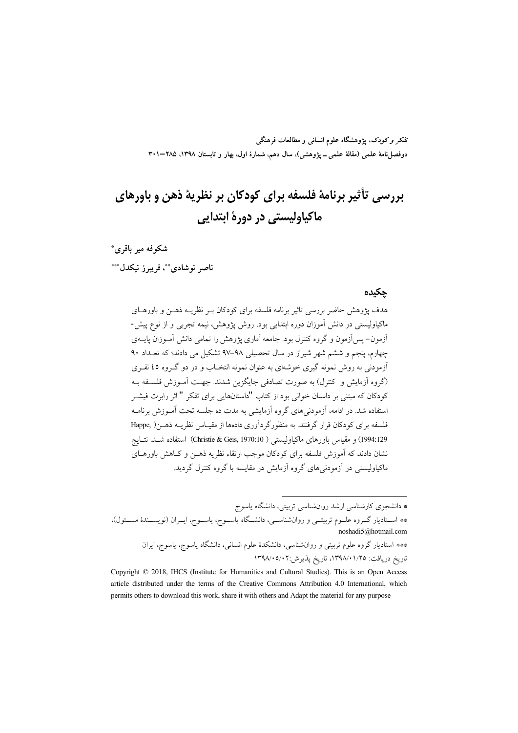# بررسی تأثیر برنامهٔ فلسفه برای کودکان بر نظریهٔ ذهن و باورهای ماکیاولیستی در دورهٔ ابتدایی

**شکوفه میر باقری***

**ناصر نوشادی**، فریبرز نیکدل*****

## چکیده

هدف پژوهش حاضر بررسی تاثیر برنامه فلسفه برای کودکان بر نظریه ذهن و باورهای ماکیاولیستی در دانش آموزان دوره ابتدایی بود. روش پژوهش، نیمه تجربی و از نوع پیش-آزمون- پس‌آزمون و گروه کنترل بود. جامعه آماری پژوهش را تمامی دانش آموزان پایه‌ی چهارم، پنجم و ششم شهر شیراز در سال تحصیلی ۹۸-۹۷ تشکیل می دادند؛ که تعداد ۹۰ آزمودنی به روش نمونه گیری خوشه‌ای به عنوان نمونه انتخاب و در دو گروه ۴۵ نفری (گروه آزمایش و کنترل) به صورت تصادفی جایگزین شدند. جهت آموزش فلسفه به کودکان که مبتنی بر داستان خوانی بود از کتاب "داستانهایی برای تفکر " اثر رابرت فیشر استفاده شد. در ادامه، آزمودنی‌های گروه آزمایشی به مدت ده جلسه تحت آموزش برنامه فلسفه برای کودکان قرار گرفتند. به منظورگردآوری داده‌ها از مقیاس نظریه ذهن( Happe, 1994:129) و مقیاس باورهای ماکیاولیستی ( Christie & Geis, 1970:10) استفاده شد. نتایج نشان دادند که آموزش فلسفه برای کودکان موجب ارتقاء نظریه ذهن و کاهش باورهای ماکیاولیستی در آزمودنی‌های گروه آزمایش در مقایسه با گروه کنترل گردید.

---

* دانشجوی کارشناسی ارشد روان‌شناسی تربیتی، دانشگاه یاسوج

** استادیار گروه علوم تربیتی و روان‌شناسی، دانشگاه یاسوج، یاسوج، ایران (نویسندهٔ مسئول)، noshadi5@hotmail.com

*** استادیار گروه علوم تربیتی و روان‌شناسی، دانشکدهٔ علوم انسانی، دانشگاه یاسوج، یاسوج، ایران

تاریخ دریافت: ۱۳۹۸/۰۱/۲۵، تاریخ پذیرش: ۱۳۹۸/۰۵/۰۲

Copyright © 2018, IHCS (Institute for Humanities and Cultural Studies). This is an Open Access article distributed under the terms of the Creative Commons Attribution 4.0 International, which permits others to download this work, share it with others and Adapt the material for any purpose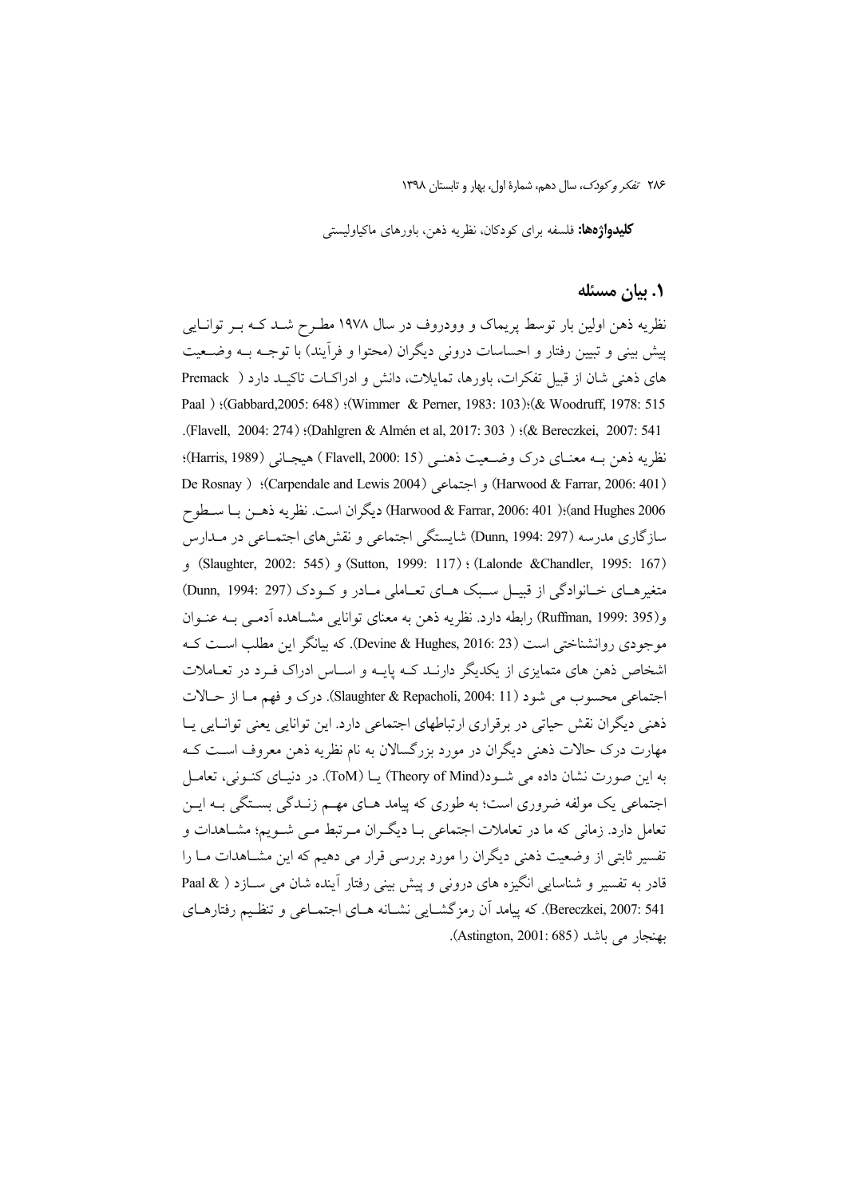**کلیدواژه‌ها:** فلسفه برای کودکان، نظریه ذهن، باورهای ماکیاولیستی

## ۱. بیان مسئله

نظریه ذهن اولین بار توسط پریماک و وودروف در سال ۱۹۷۸ مطرح شد که بر توانایی پیش بینی و تبیین رفتار و احساسات درونی دیگران (محتوا و فرآیند) با توجه به وضعیت های ذهنی شان از قبیل تفکرات، باورها، تمایلات، دانش و ادراکات تاکید دارد (Premack & Woodruff, 1978: 515)؛(Wimmer & Perner, 1983: 103)؛(Gabbard,2005: 648)؛( Paal & Bereczkei, 2007: 541)؛(Dahlgren & Almén et al, 2017: 303)؛(Flavell, 2004: 274). نظریه ذهن به معنای درک وضعیت ذهنی (Flavell, 2000: 15) هیجانی (Harris, 1989)؛ (Harwood & Farrar, 2006: 401) و اجتماعی (Carpendale and Lewis 2004)؛ (De Rosnay and Hughes 2006)؛(Harwood & Farrar, 2006: 401) دیگران است. نظریه ذهن با سطوح سازگاری مدرسه (Dunn, 1994: 297) شایستگی اجتماعی و نقش‌های اجتماعی در مدارس (Lalonde &Chandler, 1995: 167)؛ (Sutton, 1999: 117) و (Slaughter, 2002: 545) و متغیرهای خانوادگی از قبیل سبک های تعاملی مادر و کودک (Dunn, 1994: 297) و(Ruffman, 1999: 395) رابطه دارد. نظریه ذهن به معنای توانایی مشاهده آدمی به عنوان موجودی روانشناختی است (Devine & Hughes, 2016: 23). که بیانگر این مطلب است که اشخاص ذهن های متمایزی از یکدیگر دارند که پایه و اساس ادراک فرد در تعاملات اجتماعی محسوب می شود (Slaughter & Repacholi, 2004: 11). درک و فهم ما از حالات ذهنی دیگران نقش حیاتی در برقراری ارتباطهای اجتماعی دارد. این توانایی یعنی توانایی یا مهارت درک حالات ذهنی دیگران در مورد بزرگسالان به نام نظریه ذهن معروف است که به این صورت نشان داده می شود(Theory of Mind) یا (ToM). در دنیای کنونی، تعامل اجتماعی یک مولفه ضروری است؛ به طوری که پیامد های مهم زندگی بستگی به این تعامل دارد. زمانی که ما در تعاملات اجتماعی با دیگران مرتبط می شویم؛ مشاهدات و تفسیر ثابتی از وضعیت ذهنی دیگران را مورد بررسی قرار می دهیم که این مشاهدات ما را قادر به تفسیر و شناسایی انگیزه های درونی و پیش بینی رفتار آینده شان می سازد (Paal & Bereczkei, 2007: 541). که پیامد آن رمزگشایی نشانه های اجتماعی و تنظیم رفتارهای بهنجار می باشد (Astington, 2001: 685).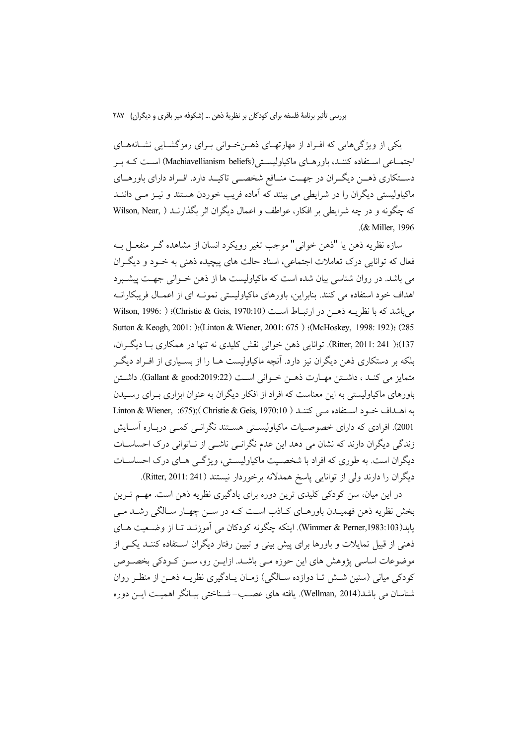یکی از ویژگی‌هایی که افـراد از مهارتهـای ذهـن‌خـوانی بـرای رمزگشـایی نشـانه‌هـای اجتمـاعی اسـتفاده کننـد، باورهـای ماکیاولیسـتی(Machiavellianism beliefs) اسـت کـه بـر دسـتکاری ذهـن دیگـران در جهـت منـافع شخصـی تاکیـد دارد. افـراد دارای باورهـای ماکیاولیستی دیگران را در شرایطی می بینند که آماده فریب خوردن هستند و نیـز مـی داننـد که چگونه و در چه شرایطی بر افکار، عواطف و اعمال دیگران اثر بگذارنـد (Wilson, Near, & Miller, 1996).

سازه نظریه ذهن یا "ذهن خوانی" موجب تغیر رویکرد انسان از مشاهده گـر منفعـل بـه فعال که توانایی درک تعاملات اجتماعی، اسناد حالت های پیچیده ذهنی به خـود و دیگـران می باشد. در روان شناسی بیان شده است که ماکیاولیست ها از ذهن خـوانی جهـت پیشـبرد اهداف خود استفاده می کنند. بنابراین، باورهای ماکیاولیستی نمونـه ای از اعمـال فریبکارانـه می‌باشد که با نظریـه ذهـن در ارتبـاط اسـت (Christie & Geis, 1970:10)؛ (Wilson, 1996: 285)؛ (McHoskey, 1998: 192)؛ (Linton & Wiener, 2001: 675)؛ (Sutton & Keogh, 2001: 137)؛ (Ritter, 2011: 241). توانایی ذهن خوانی نقش کلیدی نه تنها در همکاری بـا دیگـران، بلکه بر دستکاری ذهن دیگران نیز دارد. آنچه ماکیاولیست هـا را از بسـیاری از افـراد دیگـر متمایز می کنـد ، داشـتن مهـارت ذهـن خـوانی اسـت (Gallant & good:2019:22). داشـتن باورهای ماکیاولیستی به این معناست که افراد از افکار دیگران به عنوان ابزاری بـرای رسـیدن به اهـداف خـود اسـتفاده مـی کننـد (Christie & Geis, 1970:10)؛ (Linton & Wiener, 2001: 675). افرادی که دارای خصوصـیات ماکیاولیسـتی هسـتند نگرانـی کمـی دربـاره آسـایش زندگی دیگران دارند که نشان می دهد این عدم نگرانـی ناشـی از نـاتوانی درک احساسـات دیگران است. به طوری که افراد با شخصـیت ماکیاولیسـتی، ویژگـی هـای درک احساسـات دیگران را دارند ولی از توانایی پاسخ همدلانه برخوردار نیستند (Ritter, 2011: 241).

در این میان، سن کودکی کلیدی ترین دوره برای یادگیری نظریه ذهن است. مهـم تـرین بخش نظریه ذهن فهمیـدن باورهـای کـاذب اسـت کـه در سـن چهـار سـالگی رشـد مـی یابد(Wimmer & Perner,1983:103). اینکه چگونه کودکان می آموزنـد تـا از وضـعیت هـای ذهنی از قبیل تمایلات و باورها برای پیش بینی و تبیین رفتار دیگران اسـتفاده کننـد یکـی از موضوعات اساسی پژوهش های این حوزه مـی باشـد. ازایـن رو، سـن کـودکی بخصـوص کودکی میانی (سنین شـش تـا دوازده سـالگی) زمـان یـادگیری نظریـه ذهـن از منظـر روان شناسان می باشد(Wellman, 2014). یافته های عصـب- شـناختی بیـانگر اهمیـت ایـن دوره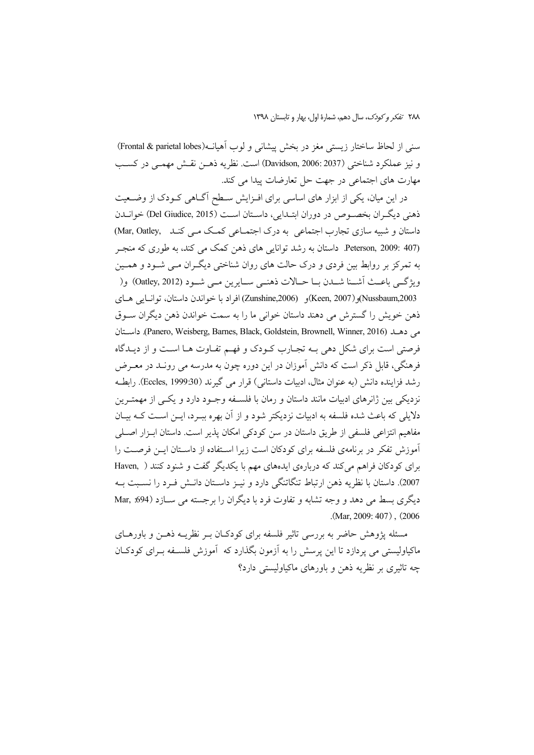سنی از لحاظ ساختار زیستی مغز در بخش پیشانی و لوب آهیانه(Frontal & parietal lobes) و نیز عملکرد شناختی (Davidson, 2006: 2037) است. نظریه ذهـن نقـش مهمـی در کسـب مهارت های اجتماعی در جهت حل تعارضات پیدا می کند.

در این میان، یکی از ابزار های اساسی برای افـزایش سـطح آگـاهی کـودک از وضـعیت ذهنی دیگـران بخصـوص در دوران ابتـدایی، داسـتان اسـت (Del Giudice, 2015) خوانـدن داستان و شبیه سازی تجارب اجتماعی به درک اجتمـاعی کمـک مـی کنـد (Mar, Oatley, Peterson, 2009: 407). داستان به رشد توانایی های ذهن کمک می کند، به طوری که منجـر به تمرکز بر روابط بین فردی و درک حالت های روان شناختی دیگـران مـی شـود و همـین ویژگـی باعـث آشـنا شـدن بـا حـالات ذهنـی سـایرین مـی شـود (Oatley, 2012) و (Nussbaum,2003)و (Keen, 2007)و (Zunshine,2006) افراد با خواندن داستان، توانـایی هـای ذهن خویش را گسترش می دهند داستان خوانی ما را به سمت خواندن ذهن دیگران سـوق می دهـد (Panero, Weisberg, Barnes, Black, Goldstein, Brownell, Winner, 2016). داسـتان فرصتی است برای شکل دهی بـه تجـارب کـودک و فهـم تفـاوت هـا اسـت و از دیـدگاه فرهنگی، قابل ذکر است که دانش آموزان در این دوره چون به مدرسه می رونـد در معـرض رشد فزاینده دانش (به عنوان مثال، ادبیات داستانی) قرار می گیرند (Eccles, 1999:30). رابطـه نزدیکی بین ژانرهای ادبیات مانند داستان و رمان با فلسـفه وجـود دارد و یکـی از مهمتـرین دلایلی که باعث شده فلسفه به ادبیات نزدیکتر شود و از آن بهره ببـرد، ایـن اسـت کـه بیـان مفاهیم انتزاعی فلسفی از طریق داستان در سن کودکی امکان پذیر است. داستان ابـزار اصـلی آموزش تفکر در برنامه‌ی فلسفه برای کودکان است زیرا اسـتفاده از داسـتان ایـن فرصـت را برای کودکان فراهم می‌کند که درباره‌ی ایده‌های مهم با یکدیگر گفت و شنود کنند (Haven, 2007). داستان با نظریه ذهن ارتباط تنگاتنگی دارد و نیـز داسـتان دانـش فـرد را نسـبت بـه دیگری بسط می دهد و وجه تشابه و تفاوت فرد با دیگران را برجسته می سـازد (Mar, 694: 2006), (Mar, 2009: 407).

مسئله پژوهش حاضر به بررسی تاثیر فلسفه برای کودکـان بـر نظریـه ذهـن و باورهـای ماکیاولیستی می پردازد تا این پرسش را به آزمون بگذارد که آموزش فلسـفه بـرای کودکـان چه تاثیری بر نظریه ذهن و باورهای ماکیاولیستی دارد؟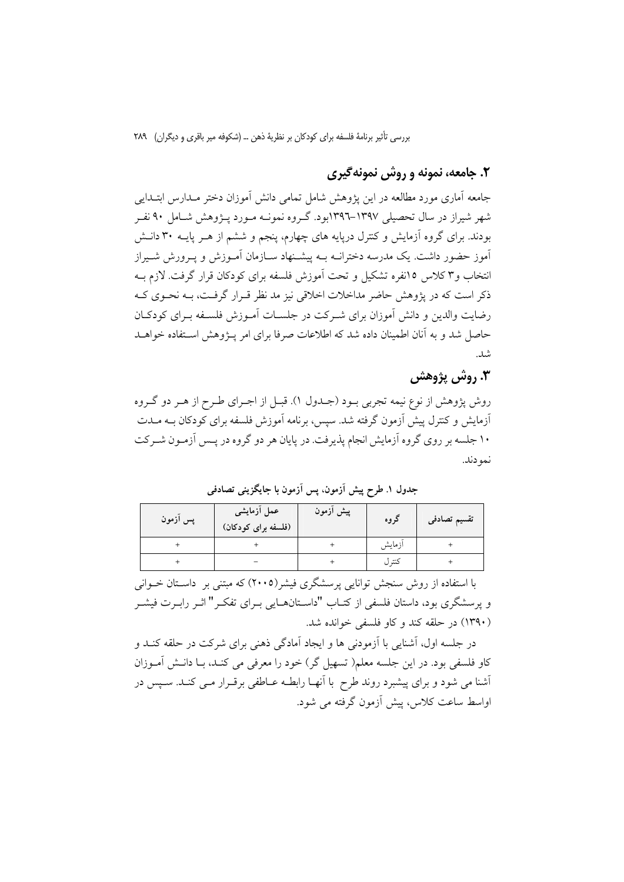## ۲. جامعه، نمونه و روش نمونه‌گیری

جامعه آماری مورد مطالعه در این پژوهش شامل تمامی دانش آموزان دختر مدارس ابتدایی شهر شیراز در سال تحصیلی ۱۳۹۷-۱۳۹۶بود. گروه نمونه مورد پژوهش شامل ۹۰ نفر بودند. برای گروه آزمایش و کنترل درپایه های چهارم، پنجم و ششم از هر پایه ۳۰ دانش آموز حضور داشت. یک مدرسه دخترانه به پیشنهاد سازمان آموزش و پرورش شیراز انتخاب و۳ کلاس ۱۵نفره تشکیل و تحت آموزش فلسفه برای کودکان قرار گرفت. لازم به ذکر است که در پژوهش حاضر مداخلات اخلاقی نیز مد نظر قرار گرفت، به نحوی که رضایت والدین و دانش آموزان برای شرکت در جلسات آموزش فلسفه برای کودکان حاصل شد و به آنان اطمینان داده شد که اطلاعات صرفا برای امر پژوهش استفاده خواهد شد.

## ۳. روش پژوهش

روش پژوهش از نوع نیمه تجربی بود (جدول ۱). قبل از اجرای طرح از هر دو گروه آزمایش و کنترل پیش آزمون گرفته شد. سپس، برنامه آموزش فلسفه برای کودکان به مدت ۱۰ جلسه بر روی گروه آزمایش انجام پذیرفت. در پایان هر دو گروه در پس آزمون شرکت نمودند.

**جدول ۱. طرح پیش آزمون، پس آزمون با جایگزینی تصادفی**

| تقسیم تصادفی | گروه | پیش آزمون | عمل آزمایشی (فلسفه برای کودکان) | پس آزمون |
| --- | --- | --- | --- | --- |
| + | آزمایش | + | + | + |
| + | کنترل | + | – | + |

با استفاده از روش سنجش توانایی پرسشگری فیشر(۲۰۰۵) که مبتنی بر داستان خوانی و پرسشگری بود، داستان فلسفی از کتاب "داستان‌هایی برای تفکر" اثر رابرت فیشر (۱۳۹۰) در حلقه کند و کاو فلسفی خوانده شد.

در جلسه اول، آشنایی با آزمودنی ها و ایجاد آمادگی ذهنی برای شرکت در حلقه کند و کاو فلسفی بود. در این جلسه معلم( تسهیل گر) خود را معرفی می کند، با دانش آموزان آشنا می شود و برای پیشبرد روند طرح با آنها رابطه عاطفی برقرار می کند. سپس در اواسط ساعت کلاس، پیش آزمون گرفته می شود.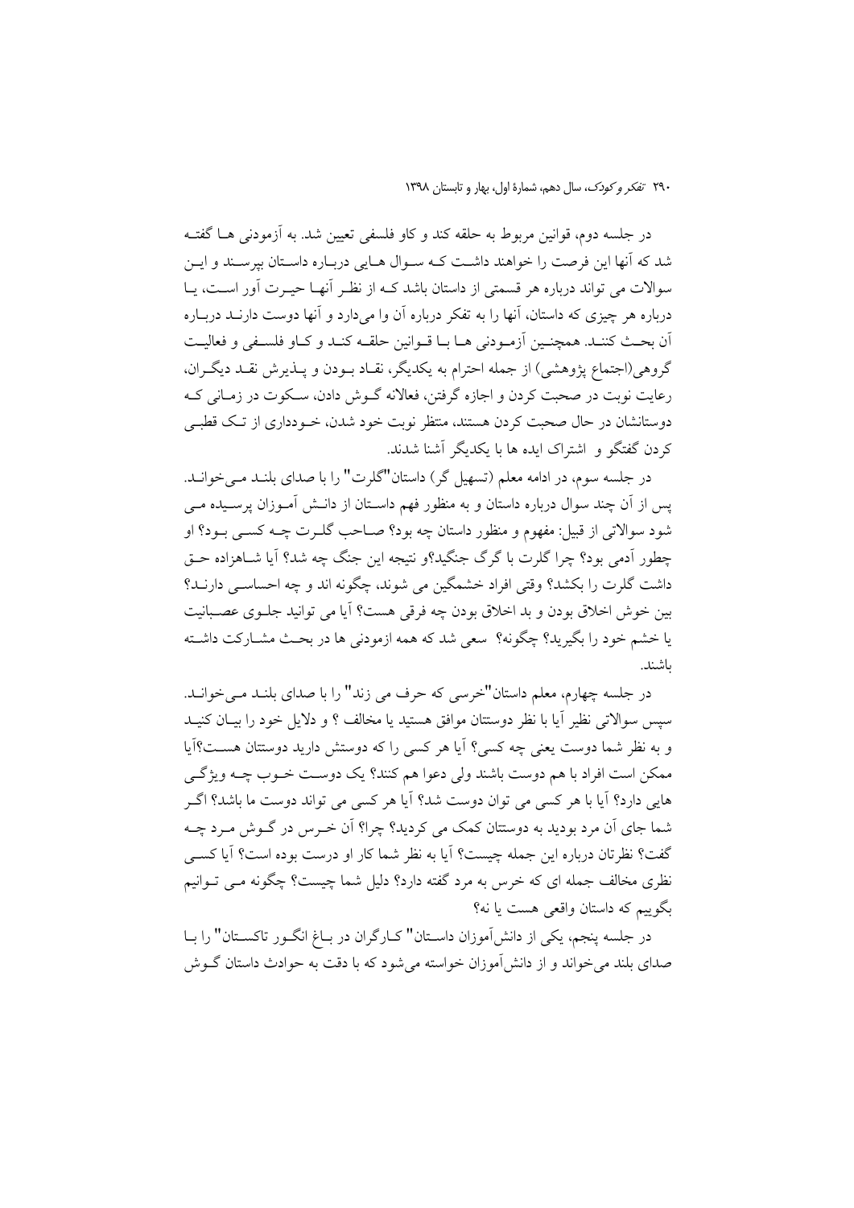در جلسه دوم، قوانین مربوط به حلقه کند و کاو فلسفی تعیین شد. به آزمودنی ها گفته شد که آنها این فرصت را خواهند داشت که سوال هایی درباره داستان بپرسند و این سوالات می تواند درباره هر قسمتی از داستان باشد که از نظر آنها حیرت آور است، یا درباره هر چیزی که داستان، آنها را به تفکر درباره آن وا می‌دارد و آنها دوست دارند درباره آن بحث کنند. همچنین آزمودنی ها با قوانین حلقه کند و کاو فلسفی و فعالیت گروهی(اجتماع پژوهشی) از جمله احترام به یکدیگر، نقاد بودن و پذیرش نقد دیگران، رعایت نوبت در صحبت کردن و اجازه گرفتن، فعالانه گوش دادن، سکوت در زمانی که دوستانشان در حال صحبت کردن هستند، منتظر نوبت خود شدن، خودداری از تک قطبی کردن گفتگو و اشتراک ایده ها با یکدیگر آشنا شدند.

در جلسه سوم، در ادامه معلم (تسهیل گر) داستان"گلرت" را با صدای بلند می‌خواند. پس از آن چند سوال درباره داستان و به منظور فهم داستان از دانش آموزان پرسیده می شود سوالاتی از قبیل: مفهوم و منظور داستان چه بود؟ صاحب گلرت چه کسی بود؟ او چطور آدمی بود؟ چرا گلرت با گرگ جنگید؟و نتیجه این جنگ چه شد؟ آیا شاهزاده حق داشت گلرت را بکشد؟ وقتی افراد خشمگین می شوند، چگونه اند و چه احساسی دارند؟ بین خوش اخلاق بودن و بد اخلاق بودن چه فرقی هست؟ آیا می توانید جلوی عصبانیت یا خشم خود را بگیرید؟ چگونه؟ سعی شد که همه ازمودنی ها در بحث مشارکت داشته باشند.

در جلسه چهارم، معلم داستان"خرسی که حرف می زند" را با صدای بلند می‌خواند. سپس سوالاتی نظیر آیا با نظر دوستتان موافق هستید یا مخالف ؟ و دلایل خود را بیان کنید و به نظر شما دوست یعنی چه کسی؟ آیا هر کسی را که دوستش دارید دوستتان هست؟آیا ممکن است افراد با هم دوست باشند ولی دعوا هم کنند؟ یک دوست خوب چه ویژگی هایی دارد؟ آیا با هر کسی می توان دوست شد؟ آیا هر کسی می تواند دوست ما باشد؟ اگر شما جای آن مرد بودید به دوستتان کمک می کردید؟ چرا؟ آن خرس در گوش مرد چه گفت؟ نظرتان درباره این جمله چیست؟ آیا به نظر شما کار او درست بوده است؟ آیا کسی نظری مخالف جمله ای که خرس به مرد گفته دارد؟ دلیل شما چیست؟ چگونه می توانیم بگوییم که داستان واقعی هست یا نه؟

در جلسه پنجم، یکی از دانش‌آموزان داستان" کارگران در باغ انگور تاکستان" را با صدای بلند می‌خواند و از دانش‌آموزان خواسته می‌شود که با دقت به حوادث داستان گوش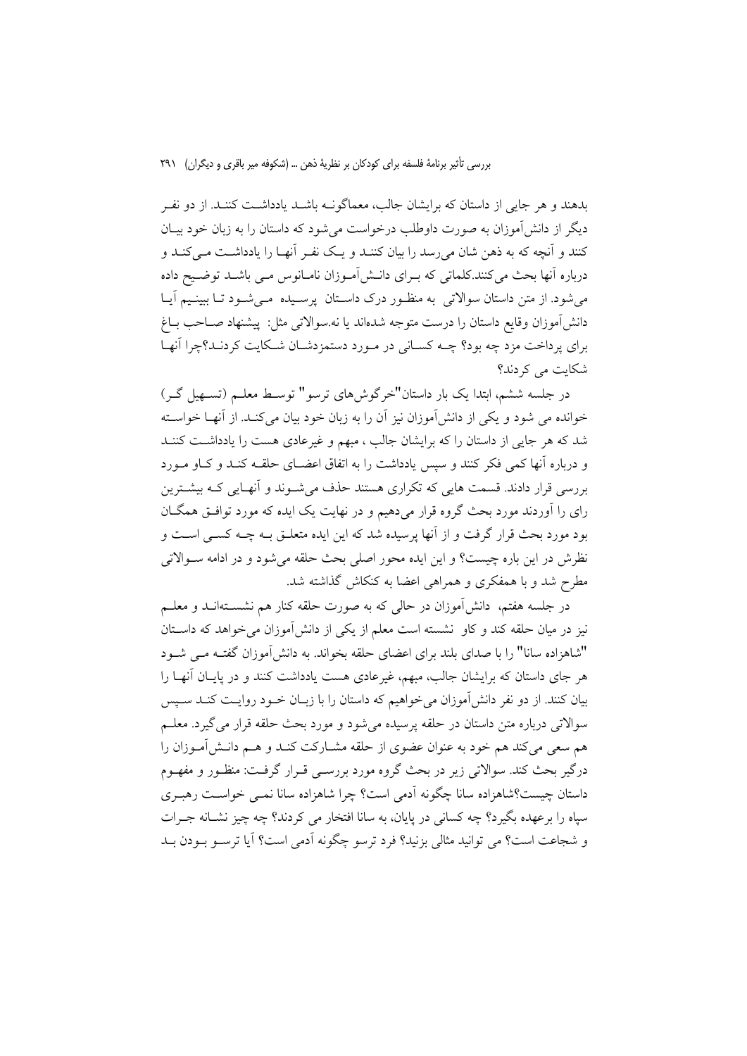بدهند و هر جایی از داستان که برایشان جالب، معماگونـه باشـد یادداشـت کننـد. از دو نفـر دیگر از دانش‌آموزان به صورت داوطلب درخواست می‌شود که داستان را به زبان خود بیـان کنند و آنچه که به ذهن شان می‌رسد را بیان کننـد و یـک نفـر آنهـا را یادداشـت مـی‌کنـد و درباره آنها بحث می‌کنند.کلماتی که بـرای دانـش‌آمـوزان نامـانوس مـی باشـد توضـیح داده می‌شود. از متن داستان سوالاتی به منظـور درک داسـتان پرسـیده مـی‌شـود تـا ببینـیم آیـا دانش‌آموزان وقایع داستان را درست متوجه شده‌اند یا نه.سوالاتی مثل: پیشنهاد صـاحب بـاغ برای پرداخت مزد چه بود؟ چـه کسـانی در مـورد دستمزدشـان شـکایت کردنـد؟چرا آنهـا شکایت می کردند؟

در جلسه ششم، ابتدا یک بار داستان"خرگوش‌های ترسو" توسـط معلـم (تسـهیل گـر) خوانده می شود و یکی از دانش‌آموزان نیز آن را به زبان خود بیان می‌کنـد. از آنهـا خواسـته شد که هر جایی از داستان را که برایشان جالب ، مبهم و غیرعادی هست را یادداشـت کننـد و درباره آنها کمی فکر کنند و سپس یادداشت را به اتفاق اعضـای حلقـه کنـد و کـاو مـورد بررسی قرار دادند. قسمت هایی که تکراری هستند حذف می‌شـوند و آنهـایی کـه بیشـترین رای را آوردند مورد بحث گروه قرار می‌دهیم و در نهایت یک ایده که مورد توافـق همگـان بود مورد بحث قرار گرفت و از آنها پرسیده شد که این ایده متعلـق بـه چـه کسـی اسـت و نظرش در این باره چیست؟ و این ایده محور اصلی بحث حلقه می‌شود و در ادامه سـوالاتی مطرح شد و با همفکری و همراهی اعضا به کنکاش گذاشته شد.

در جلسه هفتم، دانش‌آموزان در حالی که به صورت حلقه کنار هم نشسـته‌انـد و معلـم نیز در میان حلقه کند و کاو نشسته است معلم از یکی از دانش‌آموزان می‌خواهد که داسـتان "شاهزاده سانا" را با صدای بلند برای اعضای حلقه بخواند. به دانش‌آموزان گفتـه مـی شـود هر جای داستان که برایشان جالب، مبهم، غیرعادی هست یادداشت کنند و در پایـان آنهـا را بیان کنند. از دو نفر دانش‌آموزان می‌خواهیم که داستان را با زبـان خـود روایـت کنـد سـپس سوالاتی درباره متن داستان در حلقه پرسیده می‌شود و مورد بحث حلقه قرار می‌گیرد. معلـم هم سعی می‌کند هم خود به عنوان عضوی از حلقه مشـارکت کنـد و هـم دانـش‌آمـوزان را درگیر بحث کند. سوالاتی زیر در بحث گروه مورد بررسـی قـرار گرفـت: منظـور و مفهـوم داستان چیست؟شاهزاده سانا چگونه آدمی است؟ چرا شاهزاده سانا نمـی خواسـت رهبـری سپاه را برعهده بگیرد؟ چه کسانی در پایان، به سانا افتخار می کردند؟ چه چیز نشـانه جـرات و شجاعت است؟ می توانید مثالی بزنید؟ فرد ترسو چگونه آدمی است؟ آیا ترسـو بـودن بـد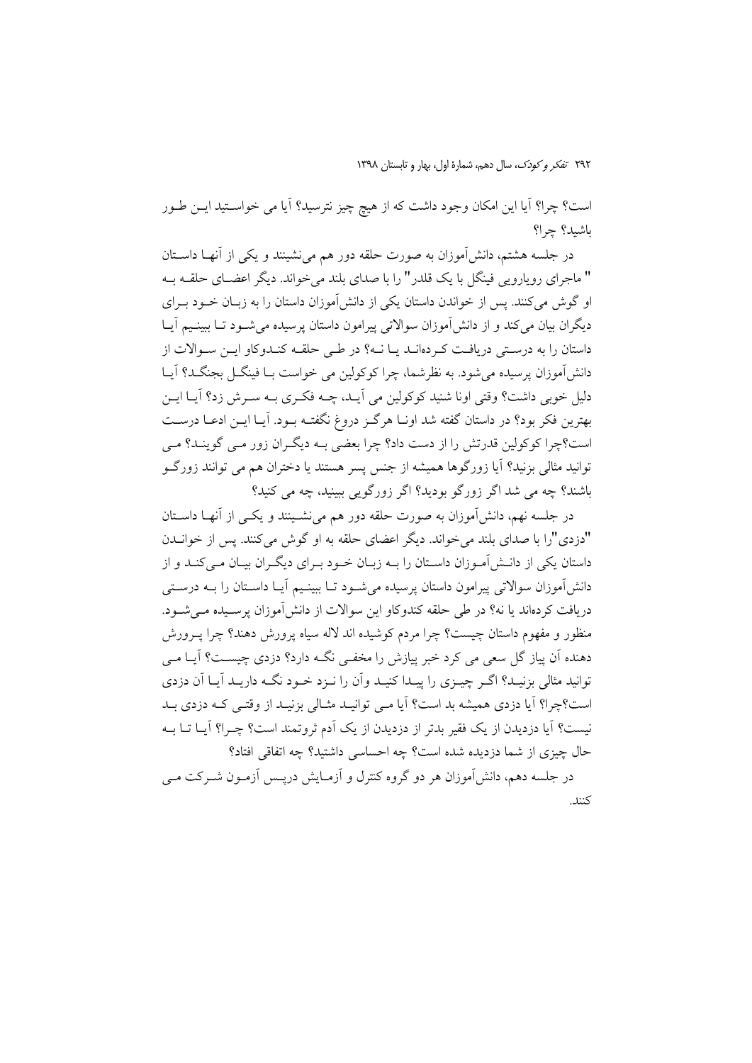است؟ چرا؟ آیا این امکان وجود داشت که از هیچ چیز نترسید؟ آیا می خواستید این طور باشید؟ چرا؟

در جلسه هشتم، دانش‌آموزان به صورت حلقه دور هم می‌نشینند و یکی از آنها داستان " ماجرای رویارویی فینگل با یک قلدر" را با صدای بلند می‌خواند. دیگر اعضای حلقه به او گوش می‌کنند. پس از خواندن داستان یکی از دانش‌آموزان داستان را به زبان خود برای دیگران بیان می‌کند و از دانش‌آموزان سوالاتی پیرامون داستان پرسیده می‌شود تا ببینیم آیا داستان را به درستی دریافت کرده‌اند یا نه؟ در طی حلقه کندوکاو این سوالات از دانش‌آموزان پرسیده می‌شود. به نظرشما، چرا کوکولین می خواست با فینگل بجنگد؟ آیا دلیل خوبی داشت؟ وقتی اونا شنید کوکولین می آید، چه فکری به سرش زد؟ آیا این بهترین فکر بود؟ در داستان گفته شد اونا هرگز دروغ نگفته بود. آیا این ادعا درست است؟چرا کوکولین قدرتش را از دست داد؟ چرا بعضی به دیگران زور می گویند؟ می توانید مثالی بزنید؟ آیا زورگوها همیشه از جنس پسر هستند یا دختران هم می توانند زورگو باشند؟ چه می شد اگر زورگو بودید؟ اگر زورگویی ببینید، چه می کنید؟

در جلسه نهم، دانش‌آموزان به صورت حلقه دور هم می‌نشینند و یکی از آنها داستان "دزدی"را با صدای بلند می‌خواند. دیگر اعضای حلقه به او گوش می‌کنند. پس از خواندن داستان یکی از دانش‌آموزان داستان را به زبان خود برای دیگران بیان می‌کند و از دانش‌آموزان سوالاتی پیرامون داستان پرسیده می‌شود تا ببینیم آیا داستان را به درستی دریافت کرده‌اند یا نه؟ در طی حلقه کندوکاو این سوالات از دانش‌آموزان پرسیده می‌شود. منظور و مفهوم داستان چیست؟ چرا مردم کوشیده اند لاله سیاه پرورش دهند؟ چرا پرورش دهنده آن پیاز گل سعی می کرد خبر پیازش را مخفی نگه دارد؟ دزدی چیست؟ آیا می توانید مثالی بزنید؟ اگر چیزی را پیدا کنید وآن را نزد خود نگه دارید آیا آن دزدی است؟چرا؟ آیا دزدی همیشه بد است؟ آیا می توانید مثالی بزنید از وقتی که دزدی بد نیست؟ آیا دزدیدن از یک فقیر بدتر از دزدیدن از یک آدم ثروتمند است؟ چرا؟ آیا تا به حال چیزی از شما دزدیده شده است؟ چه احساسی داشتید؟ چه اتفاقی افتاد؟

در جلسه دهم، دانش‌آموزان هر دو گروه کنترل و آزمایش درپس آزمون شرکت می کنند.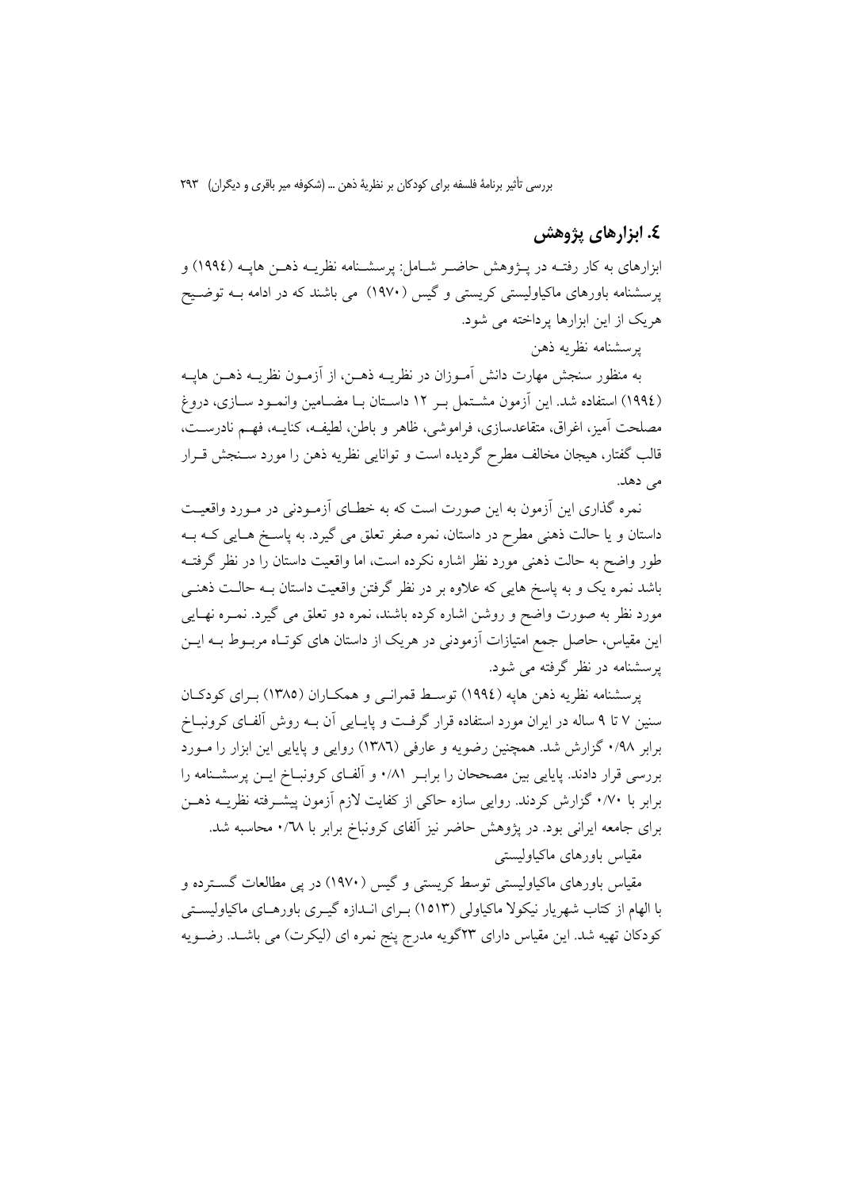## ٤. ابزارهای پژوهش

ابزارهای به کار رفتـه در پـژوهش حاضـر شـامل: پرسشـنامه نظریـه ذهـن هاپـه (١٩٩٤) و پرسشنامه باورهای ماکیاولیستی کریستی و گیس (١٩٧٠) می باشند که در ادامه بـه توضـیح هریک از این ابزارها پرداخته می شود.

پرسشنامه نظریه ذهن

به منظور سنجش مهارت دانش آمـوزان در نظریـه ذهـن، از آزمـون نظریـه ذهـن هاپـه (١٩٩٤) استفاده شد. این آزمون مشـتمل بـر ١٢ داسـتان بـا مضـامین وانمـود سـازی، دروغ مصلحت آمیز، اغراق، متقاعدسازی، فراموشی، ظاهر و باطن، لطیفـه، کنایـه، فهـم نادرسـت، قالب گفتار، هیجان مخالف مطرح گردیده است و توانایی نظریه ذهن را مورد سـنجش قـرار می دهد.

نمره گذاری این آزمون به این صورت است که به خطـای آزمـودنی در مـورد واقعیـت داستان و یا حالت ذهنی مطرح در داستان، نمره صفر تعلق می گیرد. به پاسـخ هـایی کـه بـه طور واضح به حالت ذهنی مورد نظر اشاره نکرده است، اما واقعیت داستان را در نظر گرفتـه باشد نمره یک و به پاسخ هایی که علاوه بر در نظر گرفتن واقعیت داستان بـه حالـت ذهنـی مورد نظر به صورت واضح و روشن اشاره کرده باشند، نمره دو تعلق می گیرد. نمـره نهـایی این مقیاس، حاصل جمع امتیازات آزمودنی در هریک از داستان های کوتـاه مربـوط بـه ایـن پرسشنامه در نظر گرفته می شود.

پرسشنامه نظریه ذهن هاپه (١٩٩٤) توسـط قمرانـی و همکـاران (١٣٨٥) بـرای کودکـان سنین ٧ تا ٩ ساله در ایران مورد استفاده قرار گرفـت و پایـایی آن بـه روش آلفـای کرونبـاخ برابر ٠/٩٨ گزارش شد. همچنین رضویه و عارفی (١٣٨٦) روایی و پایایی این ابزار را مـورد بررسی قرار دادند. پایایی بین مصححان را برابـر ٠/٨١ و آلفـای کرونبـاخ ایـن پرسشـنامه را برابر با ٠/٧٠ گزارش کردند. روایی سازه حاکی از کفایت لازم آزمون پیشـرفته نظریـه ذهـن برای جامعه ایرانی بود. در پژوهش حاضر نیز آلفای کرونباخ برابر با ٠/٦٨ محاسبه شد.

مقیاس باورهای ماکیاولیستی

مقیاس باورهای ماکیاولیستی توسط کریستی و گیس (١٩٧٠) در پی مطالعات گسـترده و با الهام از کتاب شهریار نیکولا ماکیاولی (١٥١٣) بـرای انـدازه گیـری باورهـای ماکیاولیسـتی کودکان تهیه شد. این مقیاس دارای ٢٣گویه مدرج پنج نمره ای (لیکرت) می باشـد. رضـویه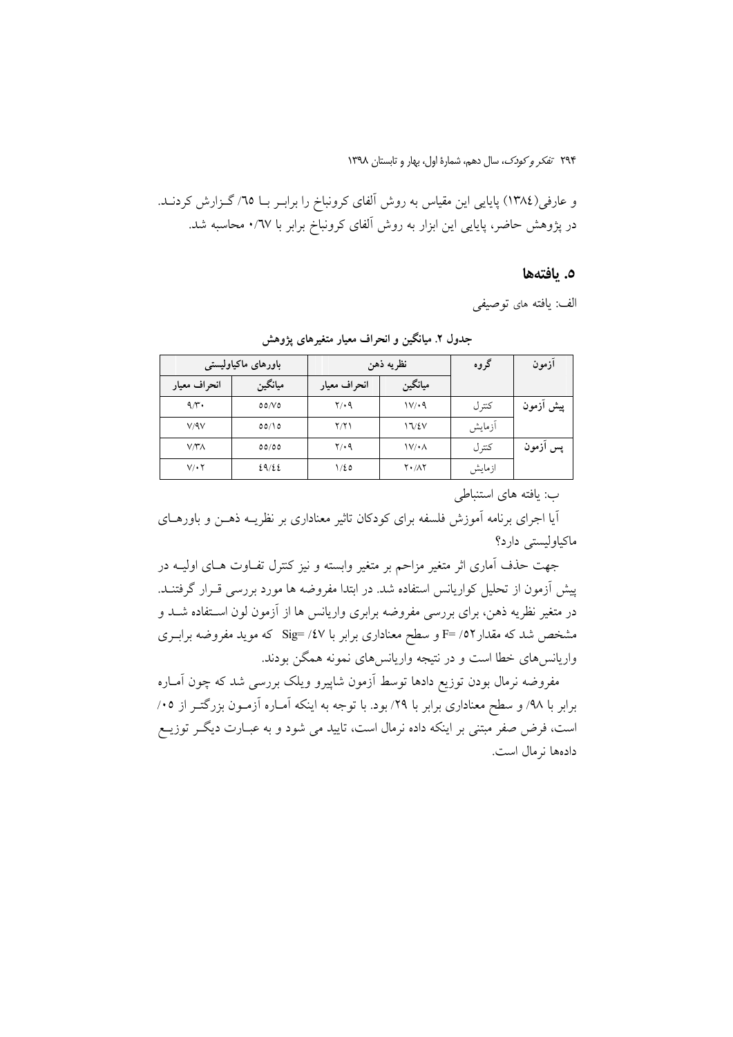و عارفی(۱۳۸٤) پایایی این مقیاس به روش آلفای کرونباخ را برابـر بـا ٦٥/ گـزارش کردنـد. در پژوهش حاضر، پایایی این ابزار به روش آلفای کرونباخ برابر با ۰/٦٧ محاسبه شد.

## ۵. یافته‌ها

الف: یافته های توصیفی

**جدول ۲. میانگین و انحراف معیار متغیرهای پژوهش**

| آزمون | گروه | نظریه ذهن | | باورهای ماکیاولیستی | |
|---|---|---|---|---|---|
| | | میانگین | انحراف معیار | میانگین | انحراف معیار |
| پیش آزمون | کنترل | ۱۷/۰۹ | ۲/۰۹ | ۵۵/۷۵ | ۹/۳۰ |
| | آزمایش | ۱٦/٤۷ | ۲/۲۱ | ۵۵/۱۵ | ۷/۹۷ |
| پس آزمون | کنترل | ۱۷/۰۸ | ۲/۰۹ | ۵۵/۵۵ | ۷/۳۸ |
| | ازمایش | ۲۰/۸۲ | ۱/٤۵ | ٤۹/٤٤ | ۷/۰۲ |

ب: یافته های استنباطی

آیا اجرای برنامه آموزش فلسفه برای کودکان تاثیر معناداری بر نظریـه ذهـن و باورهـای ماکیاولیستی دارد؟

جهت حذف آماری اثر متغیر مزاحم بر متغیر وابسته و نیز کنترل تفـاوت هـای اولیـه در پیش آزمون از تحلیل کواریانس استفاده شد. در ابتدا مفروضه ها مورد بررسی قـرار گرفتنـد. در متغیر نظریه ذهن، برای بررسی مفروضه برابری واریانس ها از آزمون لون اسـتفاده شـد و مشخص شد که مقدار F= /۵۲ و سطح معناداری برابر با Sig= /٤۷ که موید مفروضه برابـری واریانس‌های خطا است و در نتیجه واریانس‌های نمونه همگن بودند.

مفروضه نرمال بودن توزیع دادها توسط آزمون شاپیرو ویلک بررسی شد که چون آمـاره برابر با ۹۸/ و سطح معناداری برابر با ۲۹/ بود. با توجه به اینکه آمـاره آزمـون بزرگتـر از ۰۵/ است، فرض صفر مبتنی بر اینکه داده نرمال است، تایید می شود و به عبـارت دیگـر توزیـع داده‌ها نرمال است.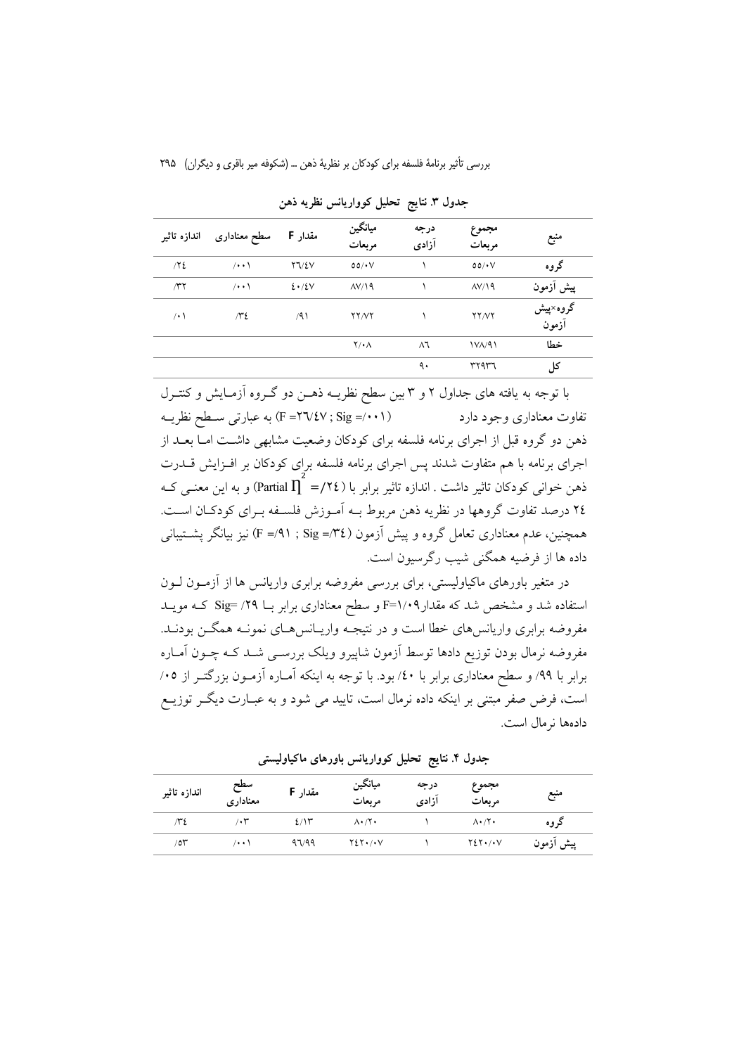**جدول ۳. نتایج تحلیل کوواریانس نظریه ذهن**

| منبع | مجموع مربعات | درجه آزادی | میانگین مربعات | مقدار F | سطح معناداری | اندازه تاثیر |
|---|---|---|---|---|---|---|
| گروه | ۵۵/۰۷ | ۱ | ۵۵/۰۷ | ۲۶/۴۷ | /۰۰۱ | /۲۴ |
| پیش آزمون | ۸۷/۱۹ | ۱ | ۸۷/۱۹ | ۴۰/۴۷ | /۰۰۱ | /۳۲ |
| گروه×پیش آزمون | ۲۲/۷۲ | ۱ | ۲۲/۷۲ | /۹۱ | /۳۴ | /۰۱ |
| خطا | ۱۷۸/۹۱ | ۸۶ | ۲/۰۸ | | | |
| کل | ۳۲۹۳۶ | ۹۰ | | | | |

با توجه به یافته های جداول ۲ و ۳ بین سطح نظریـه ذهـن دو گـروه آزمـایش و کنتـرل تفاوت معناداری وجود دارد (F =۲۶/۴۷ ; Sig =/۰۰۱) به عبارتی سـطح نظریـه ذهن دو گروه قبل از اجرای برنامه فلسفه برای کودکان وضعیت مشابهی داشـت امـا بعـد از اجرای برنامه با هم متفاوت شدند پس اجرای برنامه فلسفه برای کودکان بر افـزایش قـدرت ذهن خوانی کودکان تاثیر داشت . اندازه تاثیر برابر با (Partial $\eta^2$ =/۲۴) و به این معنـی کـه ۲۴ درصد تفاوت گروهها در نظریه ذهن مربوط بـه آمـوزش فلسـفه بـرای کودکـان اسـت. همچنین، عدم معناداری تعامل گروه و پیش آزمون (F =/۹۱ ; Sig =/۳۴) نیز بیانگر پشـتیبانی داده ها از فرضیه همگنی شیب رگرسیون است.

در متغیر باورهای ماکیاولیستی، برای بررسی مفروضه برابری واریانس ها از آزمـون لـون استفاده شد و مشخص شد که مقدار F=۱/۰۹ و سطح معناداری برابر بـا Sig= /۲۹ کـه مویـد مفروضه برابری واریانس‌های خطا است و در نتیجـه واریـانس‌هـای نمونـه همگـن بودنـد. مفروضه نرمال بودن توزیع دادها توسط آزمون شاپیرو ویلک بررسـی شـد کـه چـون آمـاره برابر با /۹۹ و سطح معناداری برابر با /۴۰ بود. با توجه به اینکه آمـاره آزمـون بزرگتـر از /۰۵ است، فرض صفر مبتنی بر اینکه داده نرمال است، تایید می شود و به عبـارت دیگـر توزیـع داده‌ها نرمال است.

**جدول ۴. نتایج تحلیل کوواریانس باورهای ماکیاولیستی**

| منبع | مجموع مربعات | درجه آزادی | میانگین مربعات | مقدار F | سطح معناداری | اندازه تاثیر |
|---|---|---|---|---|---|---|
| گروه | ۸۰/۲۰ | ۱ | ۸۰/۲۰ | ۴/۱۳ | /۰۳ | /۳۴ |
| پیش آزمون | ۲۴۲۰/۰۷ | ۱ | ۲۴۲۰/۰۷ | ۹۶/۹۹ | /۰۰۱ | /۵۳ |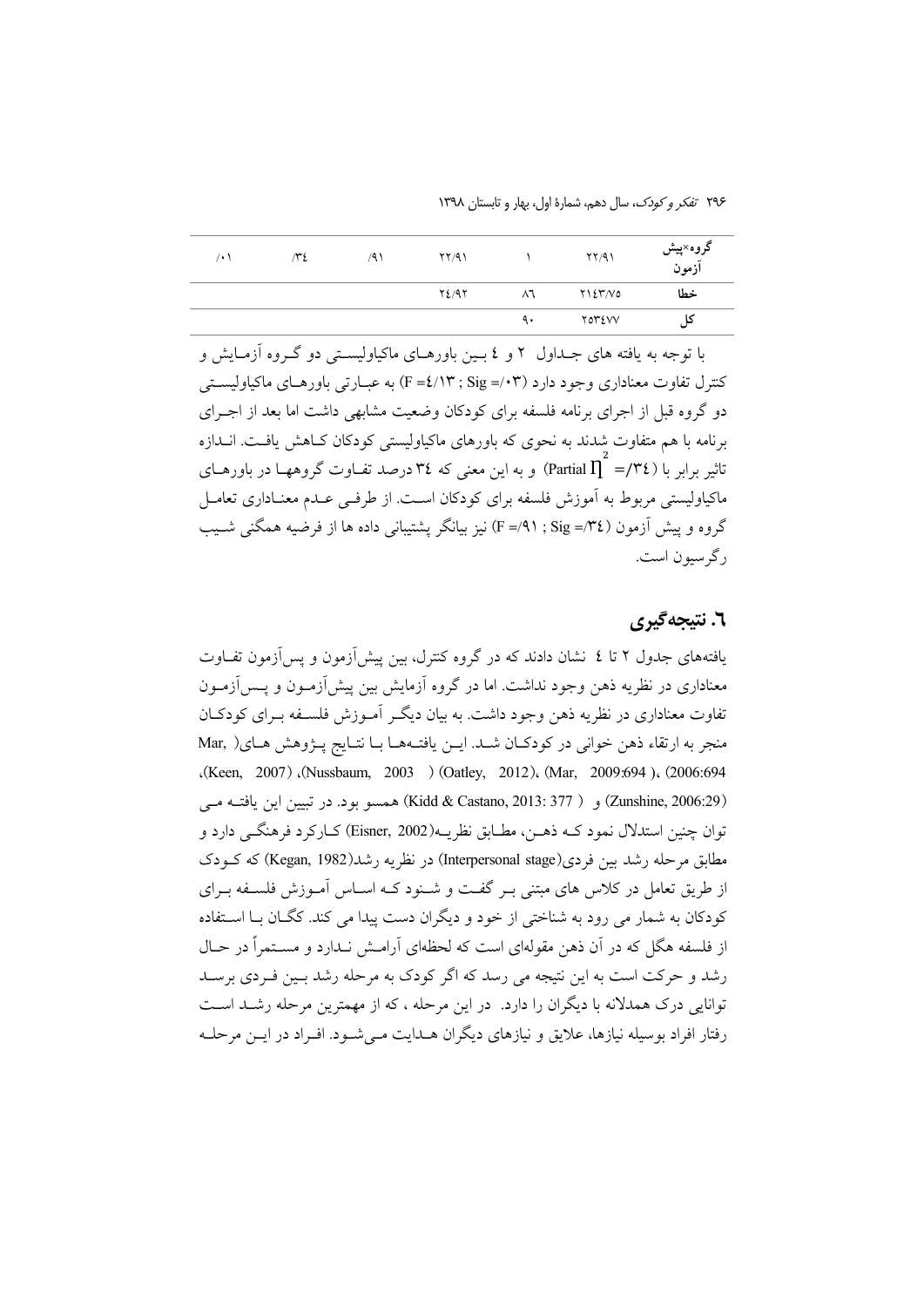| گروه×پیش آزمون | ۲۲/۹۱ | ۱ | ۲۲/۹۱ | /۹۱ | /۳۴ | /۰۱ |
| --- | --- | --- | --- | --- | --- | --- |
| خطا | ۲۱۴۳/۷۵ | ۸۶ | ۲۴/۹۲ | | | |
| کل | ۲۵۳۴۷۷ | ۹۰ | | | | |

با توجه به یافته های جداول ۲ و ٤ بین باورهای ماکیاولیستی دو گروه آزمایش و کنترل تفاوت معناداری وجود دارد (F =٤/١٣ ; Sig =/۰۳) به عبارتی باورهای ماکیاولیستی دو گروه قبل از اجرای برنامه فلسفه برای کودکان وضعیت مشابهی داشت اما بعد از اجرای برنامه با هم متفاوت شدند به نحوی که باورهای ماکیاولیستی کودکان کاهش یافت. اندازه تاثیر برابر با (Partial $\eta^2$ =/٣٤) و به این معنی که ٣٤ درصد تفاوت گروهها در باورهای ماکیاولیستی مربوط به آموزش فلسفه برای کودکان است. از طرفی عدم معناداری تعامل گروه و پیش آزمون (F =/۹۱ ; Sig =/٣٤) نیز بیانگر پشتیبانی داده ها از فرضیه همگنی شیب رگرسیون است.

## ٦. نتیجه‌گیری

یافته‌های جدول ۲ تا ٤ نشان دادند که در گروه کنترل، بین پیش‌آزمون و پس‌آزمون تفاوت معناداری در نظریه ذهن وجود نداشت. اما در گروه آزمایش بین پیش‌آزمون و پس‌آزمون تفاوت معناداری در نظریه ذهن وجود داشت. به بیان دیگر آموزش فلسفه برای کودکان منجر به ارتقاء ذهن خوانی در کودکان شد. این یافته‌ها با نتایج پژوهش های( Mar, 2006:694)، (Mar, 2009:694 )، (Oatley, 2012) (Nussbaum, 2003 )، (Keen, 2007)، (Zunshine, 2006:29) و ( Kidd & Castano, 2013: 377) همسو بود. در تبیین این یافته می توان چنین استدلال نمود که ذهن، مطابق نظریه(Eisner, 2002) کارکرد فرهنگی دارد و مطابق مرحله رشد بین فردی(Interpersonal stage) در نظریه رشد(Kegan, 1982) که کودک از طریق تعامل در کلاس های مبتنی بر گفت و شنود که اساس آموزش فلسفه برای کودکان به شمار می رود به شناختی از خود و دیگران دست پیدا می کند. کگان با استفاده از فلسفه هگل که در آن ذهن مقوله‌ای است که لحظه‌ای آرامش ندارد و مستمراً در حال رشد و حرکت است به این نتیجه می رسد که اگر کودک به مرحله رشد بین فردی برسد توانایی درک همدلانه با دیگران را دارد. در این مرحله ، که از مهمترین مرحله رشد است رفتار افراد بوسیله نیازها، علایق و نیازهای دیگران هدایت می‌شود. افراد در این مرحله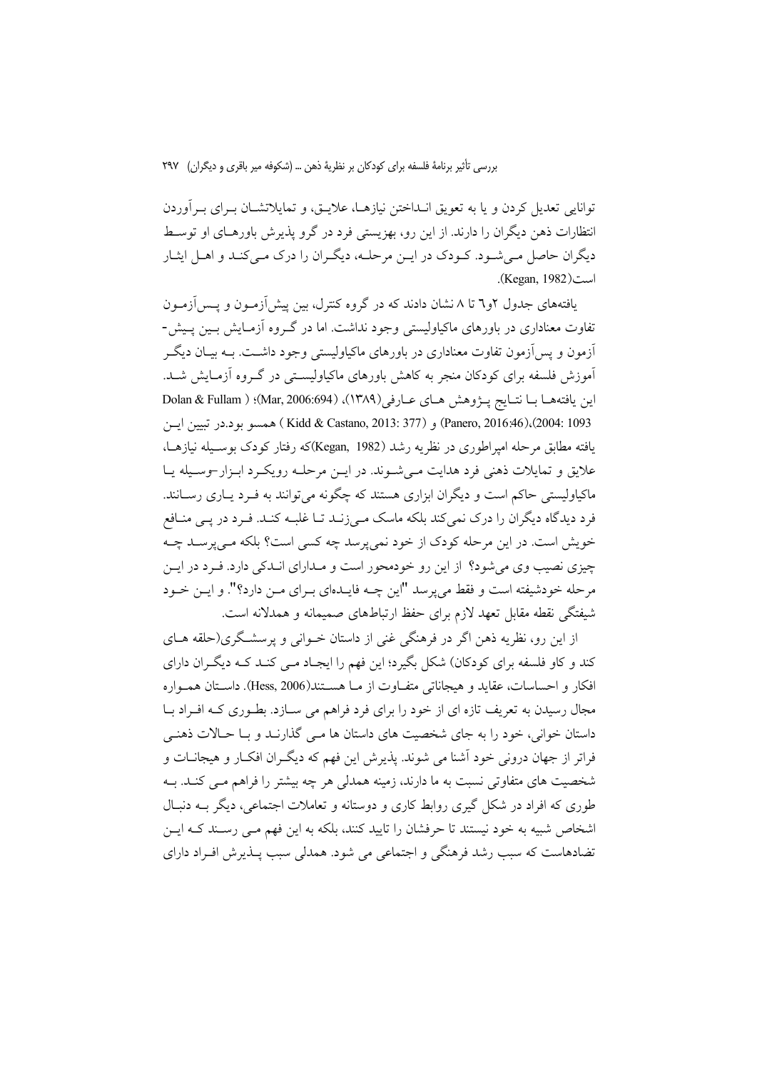توانایی تعدیل کردن و یا به تعویق انداختن نیازها، علایق، و تمایلاتشان برای برآوردن انتظارات ذهن دیگران را دارند. از این رو، بهزیستی فرد در گرو پذیرش باورهای او توسط دیگران حاصل می‌شود. کودک در این مرحله، دیگران را درک می‌کند و اهل ایثار است(Kegan, 1982).

یافته‌های جدول ۲و۶ تا ۸ نشان دادند که در گروه کنترل، بین پیش‌آزمون و پس‌آزمون تفاوت معناداری در باورهای ماکیاولیستی وجود نداشت. اما در گروه آزمایش بین پیش-آزمون و پس‌آزمون تفاوت معناداری در باورهای ماکیاولیستی وجود داشت. به بیان دیگر آموزش فلسفه برای کودکان منجر به کاهش باورهای ماکیاولیستی در گروه آزمایش شد. این یافته‌ها با نتایج پژوهش های عارفی(۱۳۸۹)، (Mar, 2006:694)؛ (Dolan & Fullam 2004: 1093)،(Panero, 2016:46) و (Kidd & Castano, 2013: 377) همسو بود.در تبیین این یافته مطابق مرحله امپراطوری در نظریه رشد (Kegan, 1982)که رفتار کودک بوسیله نیازها، علایق و تمایلات ذهنی فرد هدایت می‌شوند. در این مرحله رویکرد ابزار–وسیله یا ماکیاولیستی حاکم است و دیگران ابزاری هستند که چگونه می‌توانند به فرد یاری رسانند. فرد دیدگاه دیگران را درک نمی‌کند بلکه ماسک می‌زند تا غلبه کند. فرد در پی منافع خویش است. در این مرحله کودک از خود نمی‌پرسد چه کسی است؟ بلکه می‌پرسد چه چیزی نصیب وی می‌شود؟ از این رو خودمحور است و مدارای اندکی دارد. فرد در این مرحله خودشیفته است و فقط می‌پرسد "این چه فایده‌ای برای من دارد؟". و این خود شیفتگی نقطه مقابل تعهد لازم برای حفظ ارتباطهای صمیمانه و همدلانه است.

از این رو، نظریه ذهن اگر در فرهنگی غنی از داستان خوانی و پرسشگری(حلقه های کند و کاو فلسفه برای کودکان) شکل بگیرد؛ این فهم را ایجاد می کند که دیگران دارای افکار و احساسات، عقاید و هیجاناتی متفاوت از ما هستند(Hess, 2006). داستان همواره مجال رسیدن به تعریف تازه ای از خود را برای فرد فراهم می سازد. بطوری که افراد با داستان خوانی، خود را به جای شخصیت های داستان ها می گذارند و با حالات ذهنی فراتر از جهان درونی خود آشنا می شوند. پذیرش این فهم که دیگران افکار و هیجانات و شخصیت های متفاوتی نسبت به ما دارند، زمینه همدلی هر چه بیشتر را فراهم می کند. به طوری که افراد در شکل گیری روابط کاری و دوستانه و تعاملات اجتماعی، دیگر به دنبال اشخاص شبیه به خود نیستند تا حرفشان را تایید کنند، بلکه به این فهم می رسند که این تضادهاست که سبب رشد فرهنگی و اجتماعی می شود. همدلی سبب پذیرش افراد دارای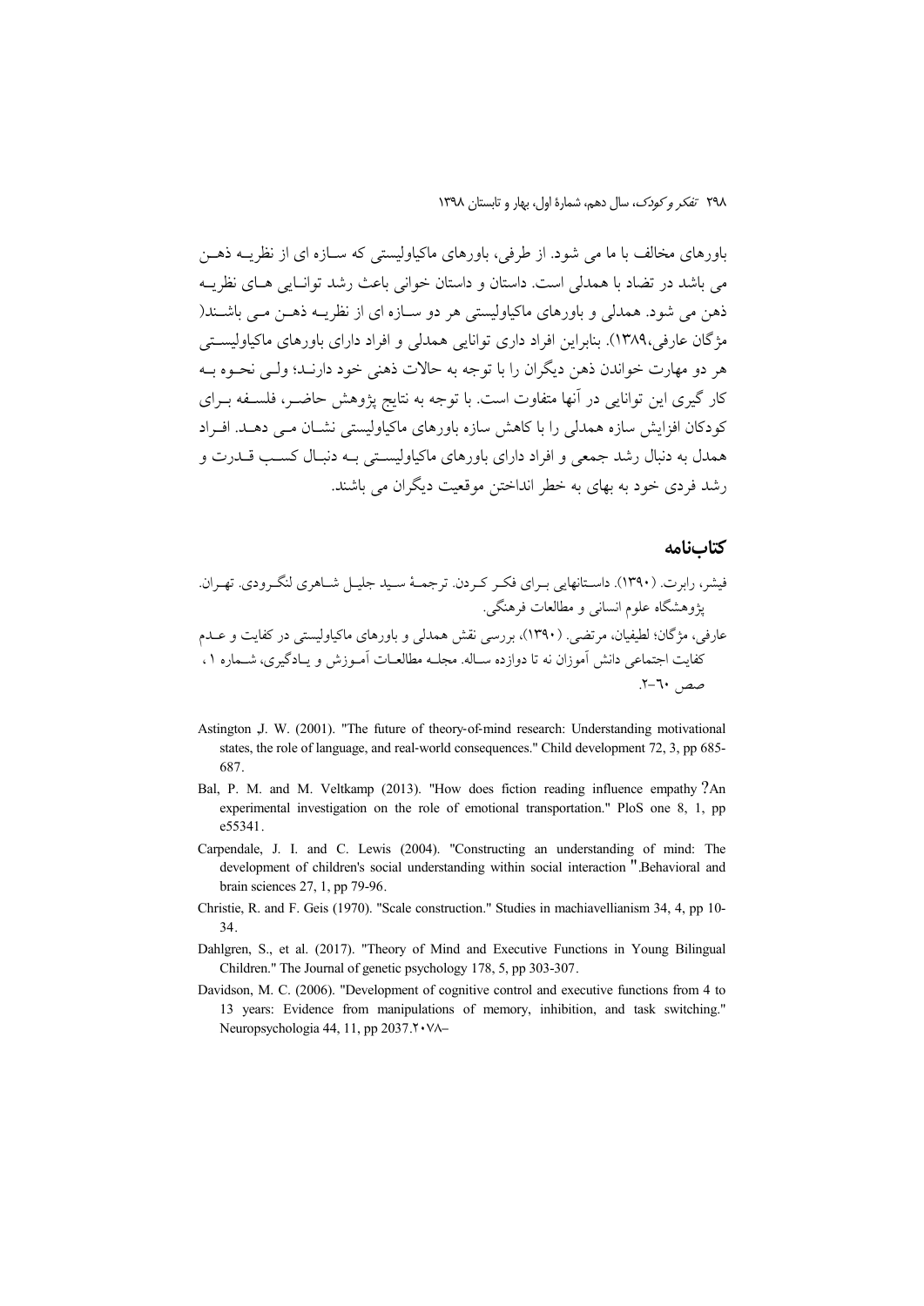باورهای مخالف با ما می شود. از طرفی، باورهای ماکیاولیستی که سازه ای از نظریه ذهن می باشد در تضاد با همدلی است. داستان و داستان خوانی باعث رشد توانایی های نظریه ذهن می شود. همدلی و باورهای ماکیاولیستی هر دو سازه ای از نظریه ذهن می باشند( مژگان عارفی،۱۳۸۹). بنابراین افراد داری توانایی همدلی و افراد دارای باورهای ماکیاولیستی هر دو مهارت خواندن ذهن دیگران را با توجه به حالات ذهنی خود دارند؛ ولی نحوه به کار گیری این توانایی در آنها متفاوت است. با توجه به نتایج پژوهش حاضر، فلسفه برای کودکان افزایش سازه همدلی را با کاهش سازه باورهای ماکیاولیستی نشان می دهد. افراد همدل به دنبال رشد جمعی و افراد دارای باورهای ماکیاولیستی به دنبال کسب قدرت و رشد فردی خود به بهای به خطر انداختن موقعیت دیگران می باشند.

## کتاب‌نامه

فیشر، رابرت. (۱۳۹۰). داستانهایی برای فکر کردن. ترجمهٔ سید جلیل شاهری لنگرودی. تهران. پژوهشگاه علوم انسانی و مطالعات فرهنگی.

عارفی، مژگان؛ لطیفیان، مرتضی. (۱۳۹۰)، بررسی نقش همدلی و باورهای ماکیاولیستی در کفایت و عدم کفایت اجتماعی دانش آموزان نه تا دوازده ساله. مجله مطالعات آموزش و یادگیری، شماره ۱ ، صص ٦٠-٢.

Astington J. W. (2001). "The future of theory-of-mind research: Understanding motivational states, the role of language, and real-world consequences." Child development 72, 3, pp 685-687.

Bal, P. M. and M. Veltkamp (2013). "How does fiction reading influence empathy ?An experimental investigation on the role of emotional transportation." PloS one 8, 1, pp e55341.

Carpendale, J. I. and C. Lewis (2004). "Constructing an understanding of mind: The development of children's social understanding within social interaction ".Behavioral and brain sciences 27, 1, pp 79-96.

Christie, R. and F. Geis (1970). "Scale construction." Studies in machiavellianism 34, 4, pp 10-34.

Dahlgren, S., et al. (2017). "Theory of Mind and Executive Functions in Young Bilingual Children." The Journal of genetic psychology 178, 5, pp 303-307.

Davidson, M. C. (2006). "Development of cognitive control and executive functions from 4 to 13 years: Evidence from manipulations of memory, inhibition, and task switching." Neuropsychologia 44, 11, pp 2037.۲۰۷۸–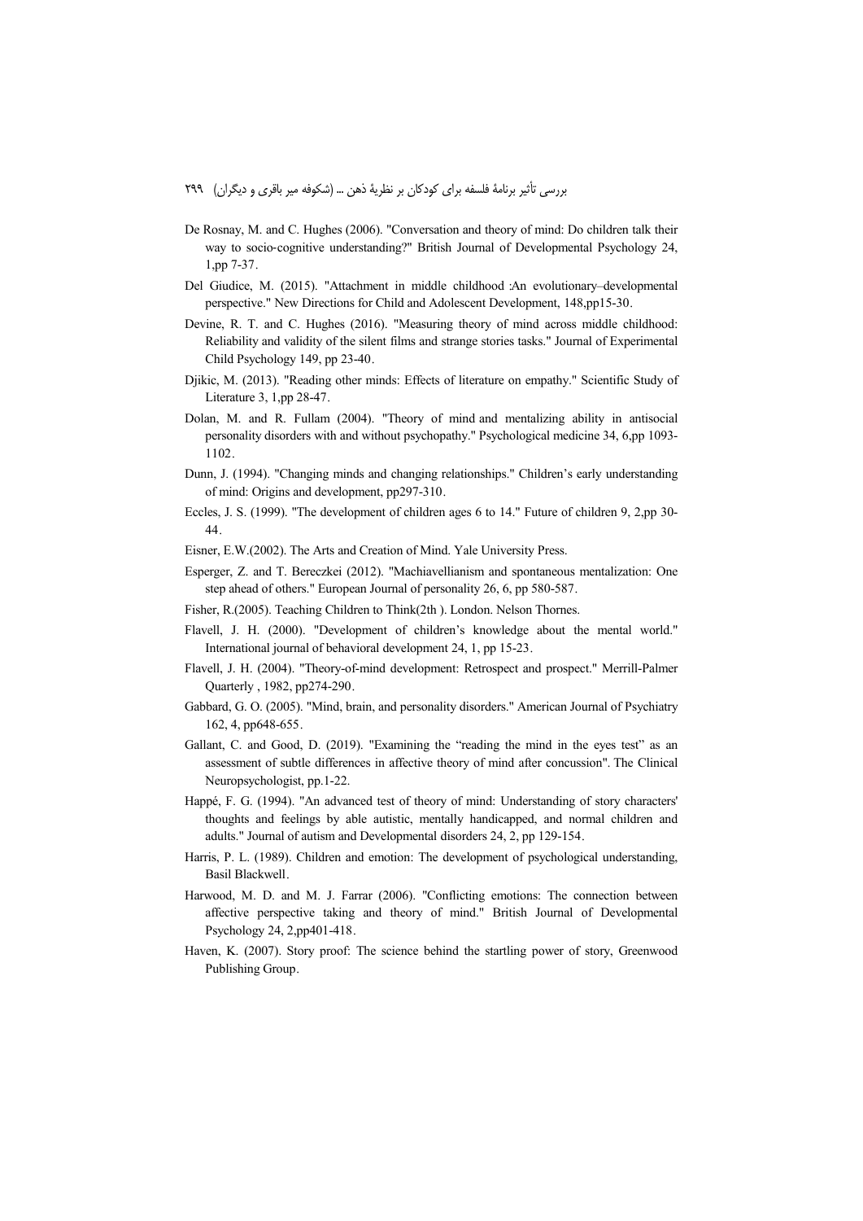De Rosnay, M. and C. Hughes (2006). "Conversation and theory of mind: Do children talk their way to socio-cognitive understanding?" British Journal of Developmental Psychology 24, 1,pp 7-37.

Del Giudice, M. (2015). "Attachment in middle childhood :An evolutionary–developmental perspective." New Directions for Child and Adolescent Development, 148,pp15-30.

Devine, R. T. and C. Hughes (2016). "Measuring theory of mind across middle childhood: Reliability and validity of the silent films and strange stories tasks." Journal of Experimental Child Psychology 149, pp 23-40.

Djikic, M. (2013). "Reading other minds: Effects of literature on empathy." Scientific Study of Literature 3, 1,pp 28-47.

Dolan, M. and R. Fullam (2004). "Theory of mind and mentalizing ability in antisocial personality disorders with and without psychopathy." Psychological medicine 34, 6,pp 1093-1102.

Dunn, J. (1994). "Changing minds and changing relationships." Children's early understanding of mind: Origins and development, pp297-310.

Eccles, J. S. (1999). "The development of children ages 6 to 14." Future of children 9, 2,pp 30-44.

Eisner, E.W.(2002). The Arts and Creation of Mind. Yale University Press.

Esperger, Z. and T. Bereczkei (2012). "Machiavellianism and spontaneous mentalization: One step ahead of others." European Journal of personality 26, 6, pp 580-587.

Fisher, R.(2005). Teaching Children to Think(2th ). London. Nelson Thornes.

Flavell, J. H. (2000). "Development of children's knowledge about the mental world." International journal of behavioral development 24, 1, pp 15-23.

Flavell, J. H. (2004). "Theory-of-mind development: Retrospect and prospect." Merrill-Palmer Quarterly , 1982, pp274-290.

Gabbard, G. O. (2005). "Mind, brain, and personality disorders." American Journal of Psychiatry 162, 4, pp648-655.

Gallant, C. and Good, D. (2019). "Examining the "reading the mind in the eyes test" as an assessment of subtle differences in affective theory of mind after concussion". The Clinical Neuropsychologist, pp.1-22.

Happé, F. G. (1994). "An advanced test of theory of mind: Understanding of story characters' thoughts and feelings by able autistic, mentally handicapped, and normal children and adults." Journal of autism and Developmental disorders 24, 2, pp 129-154.

Harris, P. L. (1989). Children and emotion: The development of psychological understanding, Basil Blackwell.

Harwood, M. D. and M. J. Farrar (2006). "Conflicting emotions: The connection between affective perspective taking and theory of mind." British Journal of Developmental Psychology 24, 2,pp401-418.

Haven, K. (2007). Story proof: The science behind the startling power of story, Greenwood Publishing Group.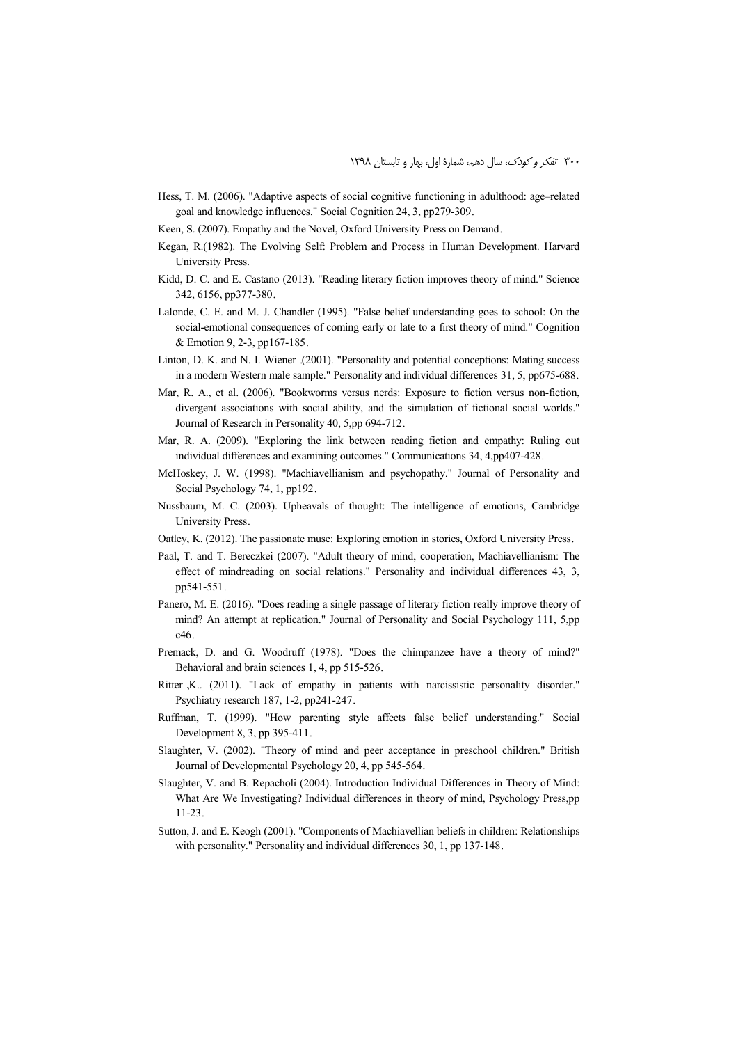Hess, T. M. (2006). "Adaptive aspects of social cognitive functioning in adulthood: age–related goal and knowledge influences." Social Cognition 24, 3, pp279-309.

Keen, S. (2007). Empathy and the Novel, Oxford University Press on Demand.

Kegan, R.(1982). The Evolving Self: Problem and Process in Human Development. Harvard University Press.

Kidd, D. C. and E. Castano (2013). "Reading literary fiction improves theory of mind." Science 342, 6156, pp377-380.

Lalonde, C. E. and M. J. Chandler (1995). "False belief understanding goes to school: On the social-emotional consequences of coming early or late to a first theory of mind." Cognition & Emotion 9, 2-3, pp167-185.

Linton, D. K. and N. I. Wiener ,(2001). "Personality and potential conceptions: Mating success in a modern Western male sample." Personality and individual differences 31, 5, pp675-688.

Mar, R. A., et al. (2006). "Bookworms versus nerds: Exposure to fiction versus non-fiction, divergent associations with social ability, and the simulation of fictional social worlds." Journal of Research in Personality 40, 5,pp 694-712.

Mar, R. A. (2009). "Exploring the link between reading fiction and empathy: Ruling out individual differences and examining outcomes." Communications 34, 4,pp407-428.

McHoskey, J. W. (1998). "Machiavellianism and psychopathy." Journal of Personality and Social Psychology 74, 1, pp192.

Nussbaum, M. C. (2003). Upheavals of thought: The intelligence of emotions, Cambridge University Press.

Oatley, K. (2012). The passionate muse: Exploring emotion in stories, Oxford University Press.

Paal, T. and T. Bereczkei (2007). "Adult theory of mind, cooperation, Machiavellianism: The effect of mindreading on social relations." Personality and individual differences 43, 3, pp541-551.

Panero, M. E. (2016). "Does reading a single passage of literary fiction really improve theory of mind? An attempt at replication." Journal of Personality and Social Psychology 111, 5,pp e46.

Premack, D. and G. Woodruff (1978). "Does the chimpanzee have a theory of mind?" Behavioral and brain sciences 1, 4, pp 515-526.

Ritter ,K.. (2011). "Lack of empathy in patients with narcissistic personality disorder." Psychiatry research 187, 1-2, pp241-247.

Ruffman, T. (1999). "How parenting style affects false belief understanding." Social Development 8, 3, pp 395-411.

Slaughter, V. (2002). "Theory of mind and peer acceptance in preschool children." British Journal of Developmental Psychology 20, 4, pp 545-564.

Slaughter, V. and B. Repacholi (2004). Introduction Individual Differences in Theory of Mind: What Are We Investigating? Individual differences in theory of mind, Psychology Press,pp 11-23.

Sutton, J. and E. Keogh (2001). "Components of Machiavellian beliefs in children: Relationships with personality." Personality and individual differences 30, 1, pp 137-148.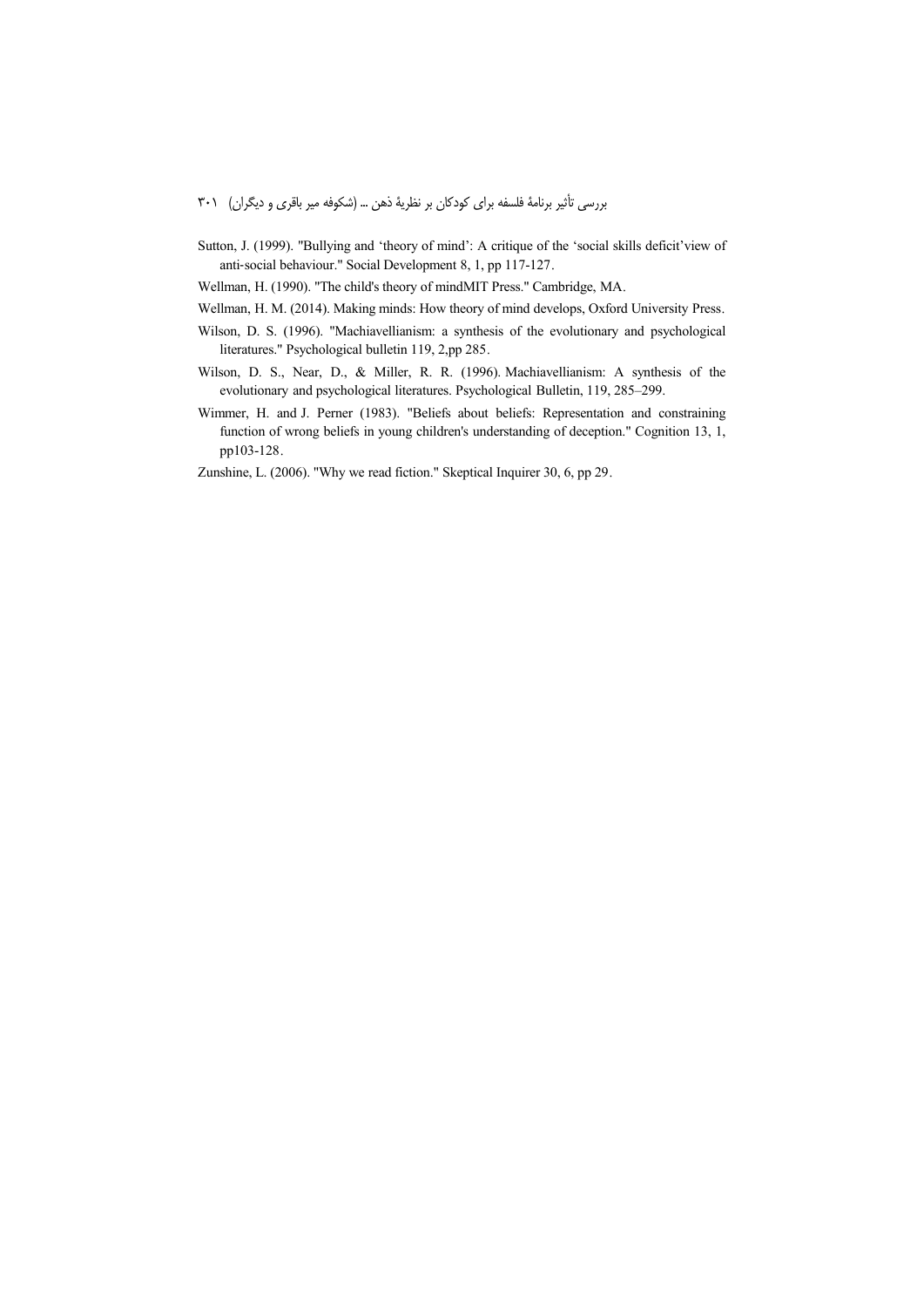Sutton, J. (1999). "Bullying and 'theory of mind': A critique of the 'social skills deficit'view of anti-social behaviour." Social Development 8, 1, pp 117-127.

Wellman, H. (1990). "The child's theory of mindMIT Press." Cambridge, MA.

Wellman, H. M. (2014). Making minds: How theory of mind develops, Oxford University Press.

Wilson, D. S. (1996). "Machiavellianism: a synthesis of the evolutionary and psychological literatures." Psychological bulletin 119, 2,pp 285.

Wilson, D. S., Near, D., & Miller, R. R. (1996). Machiavellianism: A synthesis of the evolutionary and psychological literatures. Psychological Bulletin, 119, 285–299.

Wimmer, H. and J. Perner (1983). "Beliefs about beliefs: Representation and constraining function of wrong beliefs in young children's understanding of deception." Cognition 13, 1, pp103-128.

Zunshine, L. (2006). "Why we read fiction." Skeptical Inquirer 30, 6, pp 29.